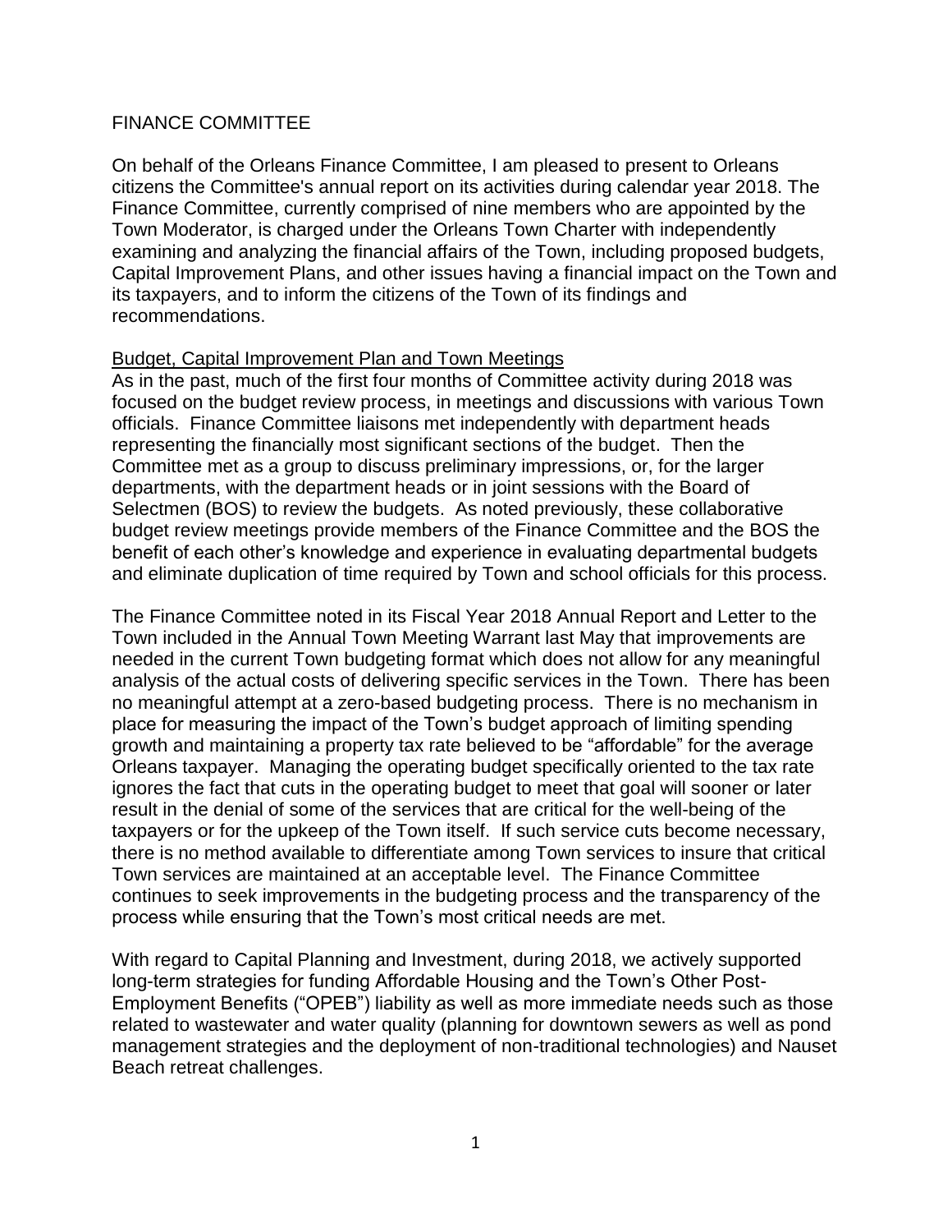# FINANCE COMMITTEE

On behalf of the Orleans Finance Committee, I am pleased to present to Orleans citizens the Committee's annual report on its activities during calendar year 2018. The Finance Committee, currently comprised of nine members who are appointed by the Town Moderator, is charged under the Orleans Town Charter with independently examining and analyzing the financial affairs of the Town, including proposed budgets, Capital Improvement Plans, and other issues having a financial impact on the Town and its taxpayers, and to inform the citizens of the Town of its findings and recommendations.

## Budget, Capital Improvement Plan and Town Meetings

As in the past, much of the first four months of Committee activity during 2018 was focused on the budget review process, in meetings and discussions with various Town officials. Finance Committee liaisons met independently with department heads representing the financially most significant sections of the budget. Then the Committee met as a group to discuss preliminary impressions, or, for the larger departments, with the department heads or in joint sessions with the Board of Selectmen (BOS) to review the budgets. As noted previously, these collaborative budget review meetings provide members of the Finance Committee and the BOS the benefit of each other's knowledge and experience in evaluating departmental budgets and eliminate duplication of time required by Town and school officials for this process.

The Finance Committee noted in its Fiscal Year 2018 Annual Report and Letter to the Town included in the Annual Town Meeting Warrant last May that improvements are needed in the current Town budgeting format which does not allow for any meaningful analysis of the actual costs of delivering specific services in the Town. There has been no meaningful attempt at a zero-based budgeting process. There is no mechanism in place for measuring the impact of the Town's budget approach of limiting spending growth and maintaining a property tax rate believed to be "affordable" for the average Orleans taxpayer. Managing the operating budget specifically oriented to the tax rate ignores the fact that cuts in the operating budget to meet that goal will sooner or later result in the denial of some of the services that are critical for the well-being of the taxpayers or for the upkeep of the Town itself. If such service cuts become necessary, there is no method available to differentiate among Town services to insure that critical Town services are maintained at an acceptable level. The Finance Committee continues to seek improvements in the budgeting process and the transparency of the process while ensuring that the Town's most critical needs are met.

With regard to Capital Planning and Investment, during 2018, we actively supported long-term strategies for funding Affordable Housing and the Town's Other Post-Employment Benefits ("OPEB") liability as well as more immediate needs such as those related to wastewater and water quality (planning for downtown sewers as well as pond management strategies and the deployment of non-traditional technologies) and Nauset Beach retreat challenges.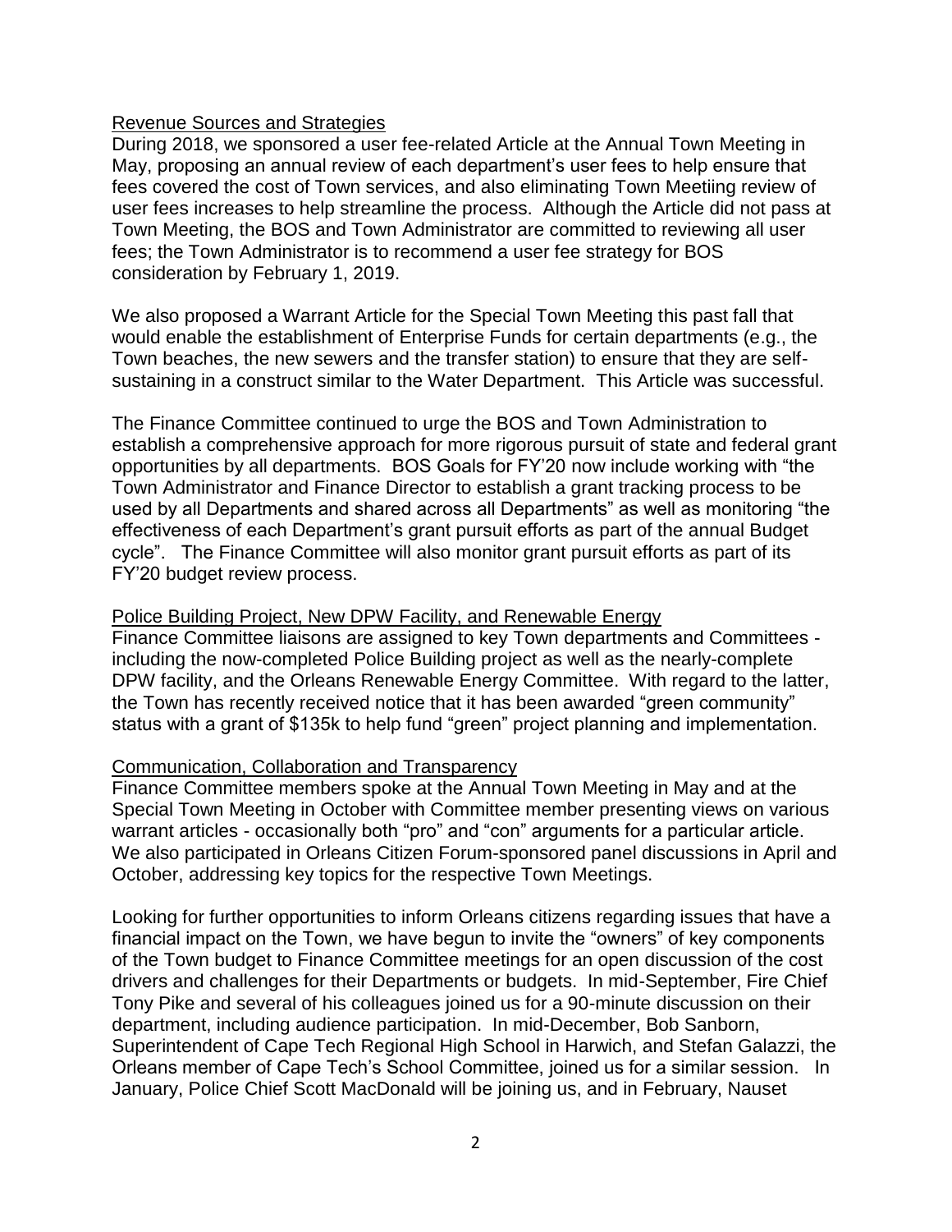Revenue Sources and Strategies

During 2018, we sponsored a user fee-related Article at the Annual Town Meeting in May, proposing an annual review of each department's user fees to help ensure that fees covered the cost of Town services, and also eliminating Town Meetiing review of user fees increases to help streamline the process. Although the Article did not pass at Town Meeting, the BOS and Town Administrator are committed to reviewing all user fees; the Town Administrator is to recommend a user fee strategy for BOS consideration by February 1, 2019.

We also proposed a Warrant Article for the Special Town Meeting this past fall that would enable the establishment of Enterprise Funds for certain departments (e.g., the Town beaches, the new sewers and the transfer station) to ensure that they are self-sustaining in a construct similar to the Water Department. This Article was successful.

The Finance Committee continued to urge the BOS and Town Administration to establish a comprehensive approach for more rigorous pursuit of state and federal grant opportunities by all departments. BOS Goals for FY'20 now include working with "the Town Administrator and Finance Director to establish a grant tracking process to be used by all Departments and shared across all Departments" as well as monitoring "the effectiveness of each Department's grant pursuit efforts as part of the annual Budget cycle". The Finance Committee will also monitor grant pursuit efforts as part of its FY'20 budget review process.

Police Building Project, New DPW Facility, and Renewable Energy

Finance Committee liaisons are assigned to key Town departments and Committees - including the now-completed Police Building project as well as the nearly-complete DPW facility, and the Orleans Renewable Energy Committee. With regard to the latter, the Town has recently received notice that it has been awarded "green community" status with a grant of $135k to help fund "green" project planning and implementation.

Communication, Collaboration and Transparency

Finance Committee members spoke at the Annual Town Meeting in May and at the Special Town Meeting in October with Committee member presenting views on various warrant articles - occasionally both "pro" and "con" arguments for a particular article. We also participated in Orleans Citizen Forum-sponsored panel discussions in April and October, addressing key topics for the respective Town Meetings.

Looking for further opportunities to inform Orleans citizens regarding issues that have a financial impact on the Town, we have begun to invite the "owners" of key components of the Town budget to Finance Committee meetings for an open discussion of the cost drivers and challenges for their Departments or budgets. In mid-September, Fire Chief Tony Pike and several of his colleagues joined us for a 90-minute discussion on their department, including audience participation. In mid-December, Bob Sanborn, Superintendent of Cape Tech Regional High School in Harwich, and Stefan Galazzi, the Orleans member of Cape Tech's School Committee, joined us for a similar session. In January, Police Chief Scott MacDonald will be joining us, and in February, Nauset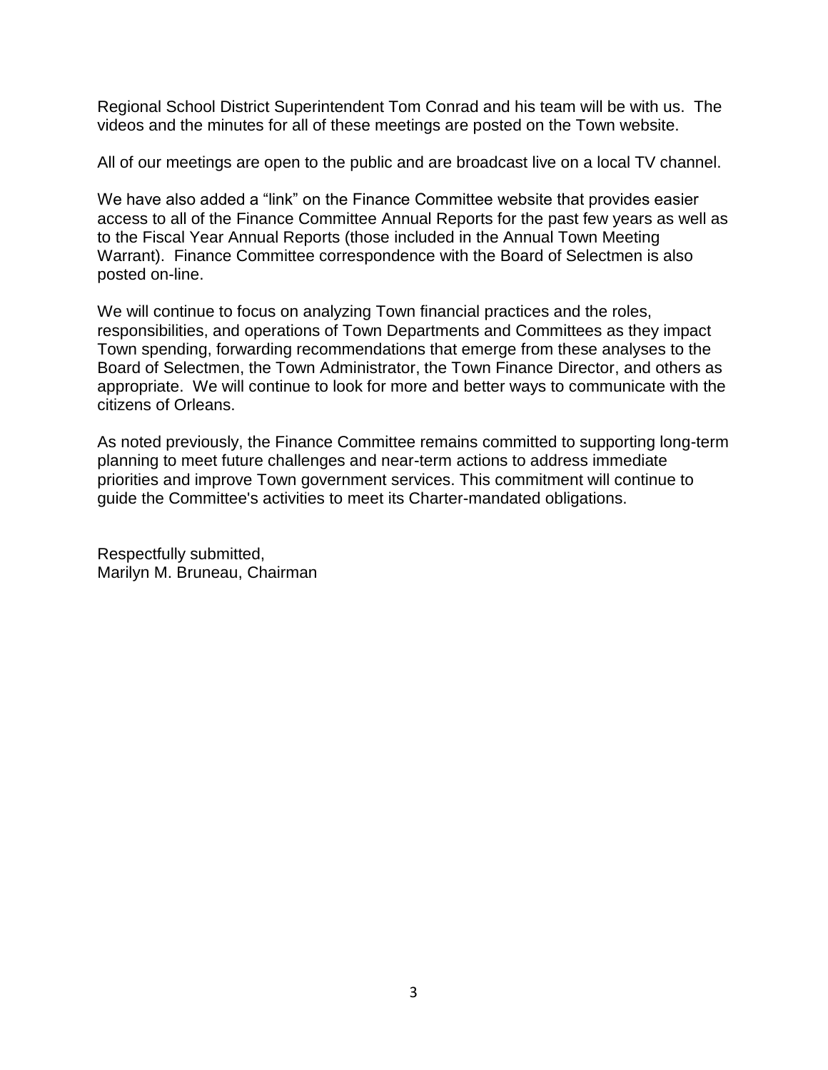Regional School District Superintendent Tom Conrad and his team will be with us. The videos and the minutes for all of these meetings are posted on the Town website.

All of our meetings are open to the public and are broadcast live on a local TV channel.

We have also added a "link" on the Finance Committee website that provides easier access to all of the Finance Committee Annual Reports for the past few years as well as to the Fiscal Year Annual Reports (those included in the Annual Town Meeting Warrant). Finance Committee correspondence with the Board of Selectmen is also posted on-line.

We will continue to focus on analyzing Town financial practices and the roles, responsibilities, and operations of Town Departments and Committees as they impact Town spending, forwarding recommendations that emerge from these analyses to the Board of Selectmen, the Town Administrator, the Town Finance Director, and others as appropriate. We will continue to look for more and better ways to communicate with the citizens of Orleans.

As noted previously, the Finance Committee remains committed to supporting long-term planning to meet future challenges and near-term actions to address immediate priorities and improve Town government services. This commitment will continue to guide the Committee's activities to meet its Charter-mandated obligations.

Respectfully submitted,
Marilyn M. Bruneau, Chairman